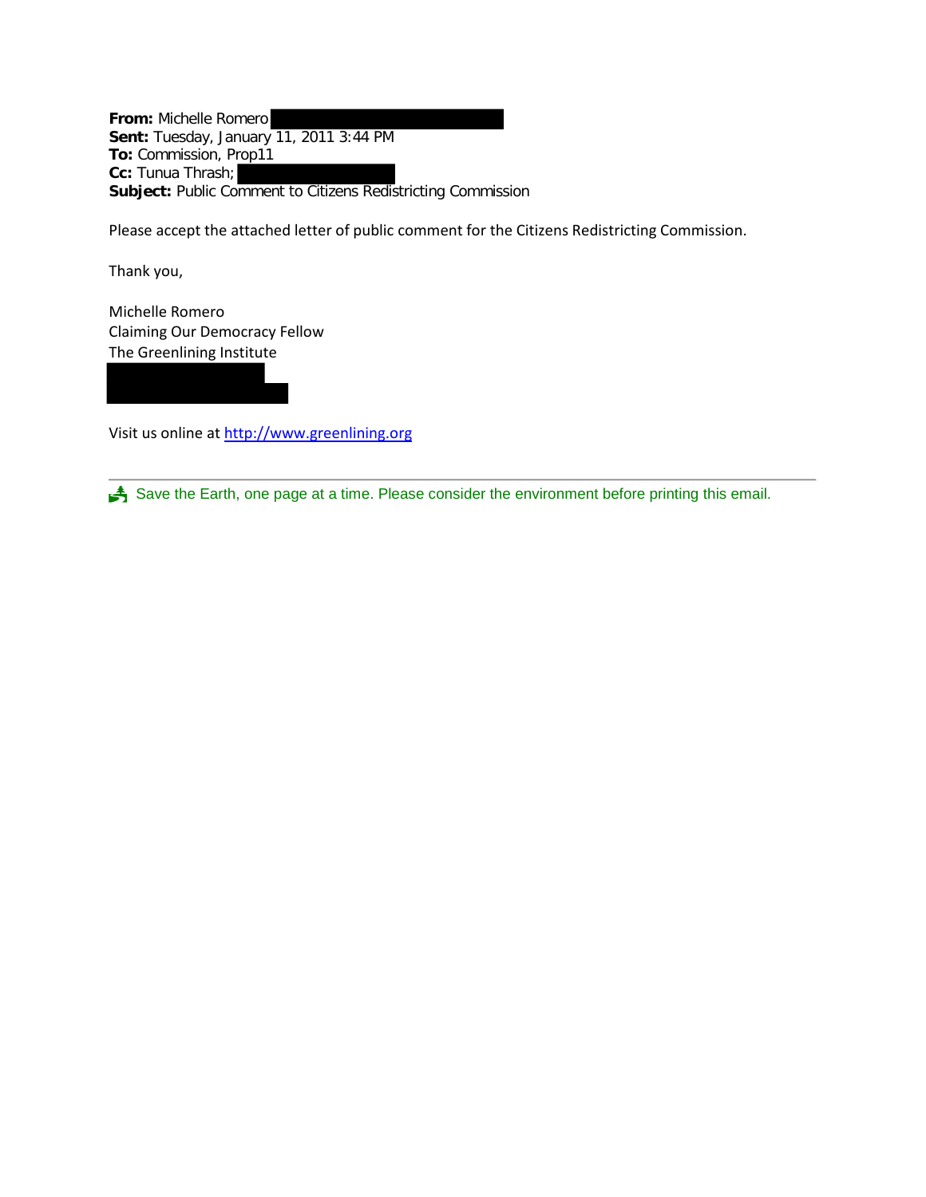**From:** Michelle Romero
**Sent:** Tuesday, January 11, 2011 3:44 PM
**To:** Commission, Prop11
**Cc:** Tunua Thrash;
**Subject:** Public Comment to Citizens Redistricting Commission

Please accept the attached letter of public comment for the Citizens Redistricting Commission.

Thank you,

Michelle Romero
Claiming Our Democracy Fellow
The Greenlining Institute

Visit us online at [http://www.greenlining.org](http://www.greenlining.org)

---

Save the Earth, one page at a time. Please consider the environment before printing this email.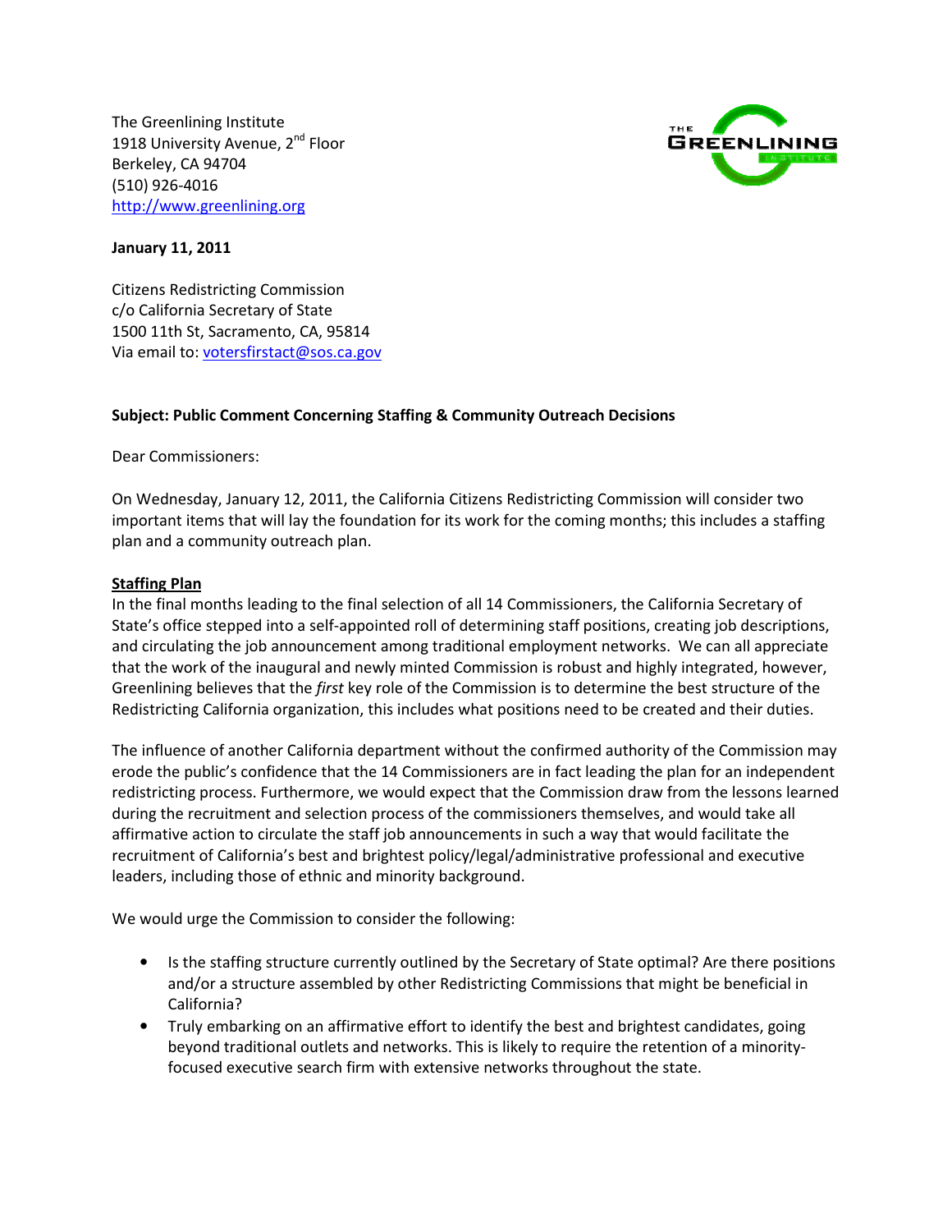The Greenlining Institute
1918 University Avenue, 2nd Floor
Berkeley, CA 94704
(510) 926-4016
http://www.greenlining.org

**January 11, 2011**

Citizens Redistricting Commission
c/o California Secretary of State
1500 11th St, Sacramento, CA, 95814
Via email to: votersfirstact@sos.ca.gov

**Subject: Public Comment Concerning Staffing & Community Outreach Decisions**

Dear Commissioners:

On Wednesday, January 12, 2011, the California Citizens Redistricting Commission will consider two important items that will lay the foundation for its work for the coming months; this includes a staffing plan and a community outreach plan.

**Staffing Plan**

In the final months leading to the final selection of all 14 Commissioners, the California Secretary of State's office stepped into a self-appointed roll of determining staff positions, creating job descriptions, and circulating the job announcement among traditional employment networks. We can all appreciate that the work of the inaugural and newly minted Commission is robust and highly integrated, however, Greenlining believes that the *first* key role of the Commission is to determine the best structure of the Redistricting California organization, this includes what positions need to be created and their duties.

The influence of another California department without the confirmed authority of the Commission may erode the public's confidence that the 14 Commissioners are in fact leading the plan for an independent redistricting process. Furthermore, we would expect that the Commission draw from the lessons learned during the recruitment and selection process of the commissioners themselves, and would take all affirmative action to circulate the staff job announcements in such a way that would facilitate the recruitment of California's best and brightest policy/legal/administrative professional and executive leaders, including those of ethnic and minority background.

We would urge the Commission to consider the following:

- Is the staffing structure currently outlined by the Secretary of State optimal? Are there positions and/or a structure assembled by other Redistricting Commissions that might be beneficial in California?
- Truly embarking on an affirmative effort to identify the best and brightest candidates, going beyond traditional outlets and networks. This is likely to require the retention of a minority-focused executive search firm with extensive networks throughout the state.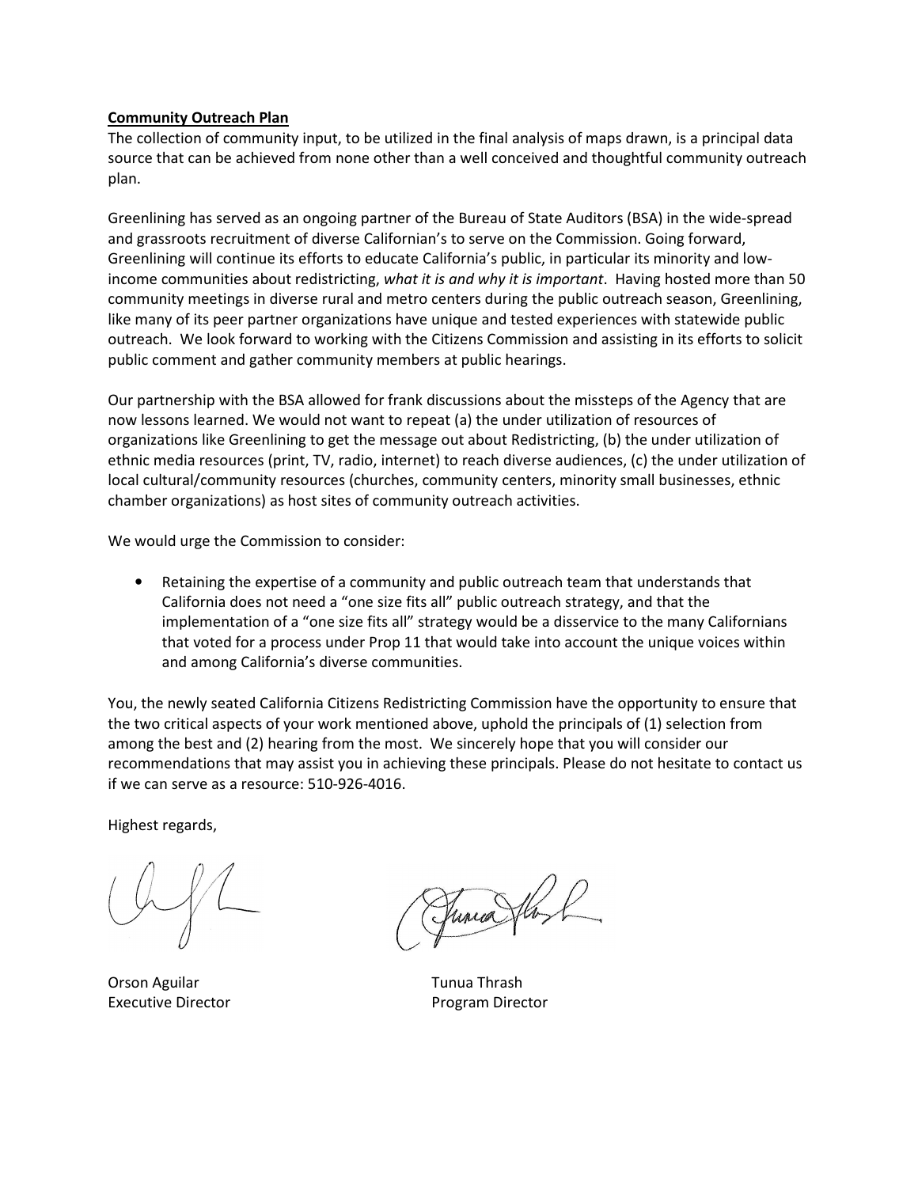**Community Outreach Plan**

The collection of community input, to be utilized in the final analysis of maps drawn, is a principal data source that can be achieved from none other than a well conceived and thoughtful community outreach plan.

Greenlining has served as an ongoing partner of the Bureau of State Auditors (BSA) in the wide-spread and grassroots recruitment of diverse Californian's to serve on the Commission. Going forward, Greenlining will continue its efforts to educate California's public, in particular its minority and low-income communities about redistricting, *what it is and why it is important*. Having hosted more than 50 community meetings in diverse rural and metro centers during the public outreach season, Greenlining, like many of its peer partner organizations have unique and tested experiences with statewide public outreach. We look forward to working with the Citizens Commission and assisting in its efforts to solicit public comment and gather community members at public hearings.

Our partnership with the BSA allowed for frank discussions about the missteps of the Agency that are now lessons learned. We would not want to repeat (a) the under utilization of resources of organizations like Greenlining to get the message out about Redistricting, (b) the under utilization of ethnic media resources (print, TV, radio, internet) to reach diverse audiences, (c) the under utilization of local cultural/community resources (churches, community centers, minority small businesses, ethnic chamber organizations) as host sites of community outreach activities.

We would urge the Commission to consider:

- Retaining the expertise of a community and public outreach team that understands that California does not need a "one size fits all" public outreach strategy, and that the implementation of a "one size fits all" strategy would be a disservice to the many Californians that voted for a process under Prop 11 that would take into account the unique voices within and among California's diverse communities.

You, the newly seated California Citizens Redistricting Commission have the opportunity to ensure that the two critical aspects of your work mentioned above, uphold the principals of (1) selection from among the best and (2) hearing from the most. We sincerely hope that you will consider our recommendations that may assist you in achieving these principals. Please do not hesitate to contact us if we can serve as a resource: 510-926-4016.

Highest regards,

Orson Aguilar
Executive Director

Tunua Thrash
Program Director